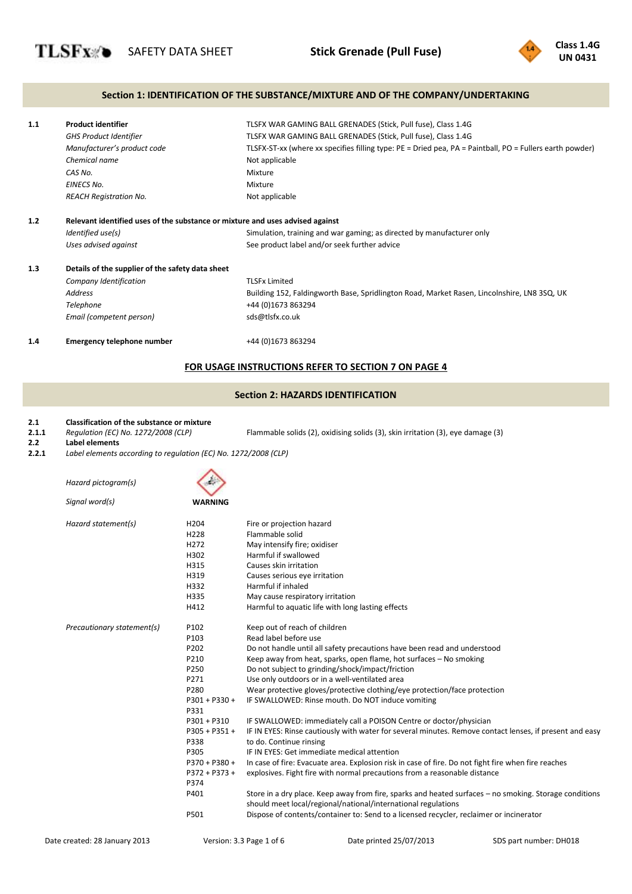SAFETY DATA SHEET **Stick Grenade (Pull Fuse)** **Class 1.4G UN 0431**

## Section 1: IDENTIFICATION OF THE SUBSTANCE/MIXTURE AND OF THE COMPANY/UNDERTAKING

| | | |
|---|---|---|
| **1.1** | **Product identifier** | TLSFX WAR GAMING BALL GRENADES (Stick, Pull fuse), Class 1.4G |
| | *GHS Product Identifier* | TLSFX WAR GAMING BALL GRENADES (Stick, Pull fuse), Class 1.4G |
| | *Manufacturer's product code* | TLSFX-ST-xx (where xx specifies filling type: PE = Dried pea, PA = Paintball, PO = Fullers earth powder) |
| | *Chemical name* | Not applicable |
| | *CAS No.* | Mixture |
| | *EINECS No.* | Mixture |
| | *REACH Registration No.* | Not applicable |
| **1.2** | **Relevant identified uses of the substance or mixture and uses advised against** | |
| | *Identified use(s)* | Simulation, training and war gaming; as directed by manufacturer only |
| | *Uses advised against* | See product label and/or seek further advice |
| **1.3** | **Details of the supplier of the safety data sheet** | |
| | *Company Identification* | TLSFx Limited |
| | *Address* | Building 152, Faldingworth Base, Spridlington Road, Market Rasen, Lincolnshire, LN8 3SQ, UK |
| | *Telephone* | +44 (0)1673 863294 |
| | *Email (competent person)* | sds@tlsfx.co.uk |
| **1.4** | **Emergency telephone number** | +44 (0)1673 863294 |

**FOR USAGE INSTRUCTIONS REFER TO SECTION 7 ON PAGE 4**

## Section 2: HAZARDS IDENTIFICATION

**2.1 Classification of the substance or mixture**

**2.1.1** *Regulation (EC) No. 1272/2008 (CLP)* — Flammable solids (2), oxidising solids (3), skin irritation (3), eye damage (3)

**2.2 Label elements**

**2.2.1** *Label elements according to regulation (EC) No. 1272/2008 (CLP)*

*Hazard pictogram(s)*

*Signal word(s)* **WARNING**

*Hazard statement(s)*

| | |
|---|---|
| H204 | Fire or projection hazard |
| H228 | Flammable solid |
| H272 | May intensify fire; oxidiser |
| H302 | Harmful if swallowed |
| H315 | Causes skin irritation |
| H319 | Causes serious eye irritation |
| H332 | Harmful if inhaled |
| H335 | May cause respiratory irritation |
| H412 | Harmful to aquatic life with long lasting effects |

*Precautionary statement(s)*

| | |
|---|---|
| P102 | Keep out of reach of children |
| P103 | Read label before use |
| P202 | Do not handle until all safety precautions have been read and understood |
| P210 | Keep away from heat, sparks, open flame, hot surfaces – No smoking |
| P250 | Do not subject to grinding/shock/impact/friction |
| P271 | Use only outdoors or in a well-ventilated area |
| P280 | Wear protective gloves/protective clothing/eye protection/face protection |
| P301 + P330 + P331 | IF SWALLOWED: Rinse mouth. Do NOT induce vomiting |
| P301 + P310 | IF SWALLOWED: immediately call a POISON Centre or doctor/physician |
| P305 + P351 + P338 | IF IN EYES: Rinse cautiously with water for several minutes. Remove contact lenses, if present and easy to do. Continue rinsing |
| P305 | IF IN EYES: Get immediate medical attention |
| P370 + P380 + P372 + P373 + P374 | In case of fire: Evacuate area. Explosion risk in case of fire. Do not fight fire when fire reaches explosives. Fight fire with normal precautions from a reasonable distance |
| P401 | Store in a dry place. Keep away from fire, sparks and heated surfaces – no smoking. Storage conditions should meet local/regional/national/international regulations |
| P501 | Dispose of contents/container to: Send to a licensed recycler, reclaimer or incinerator |

Date created: 28 January 2013 Version: 3.3 Date printed 25/07/2013 SDS part number: DH018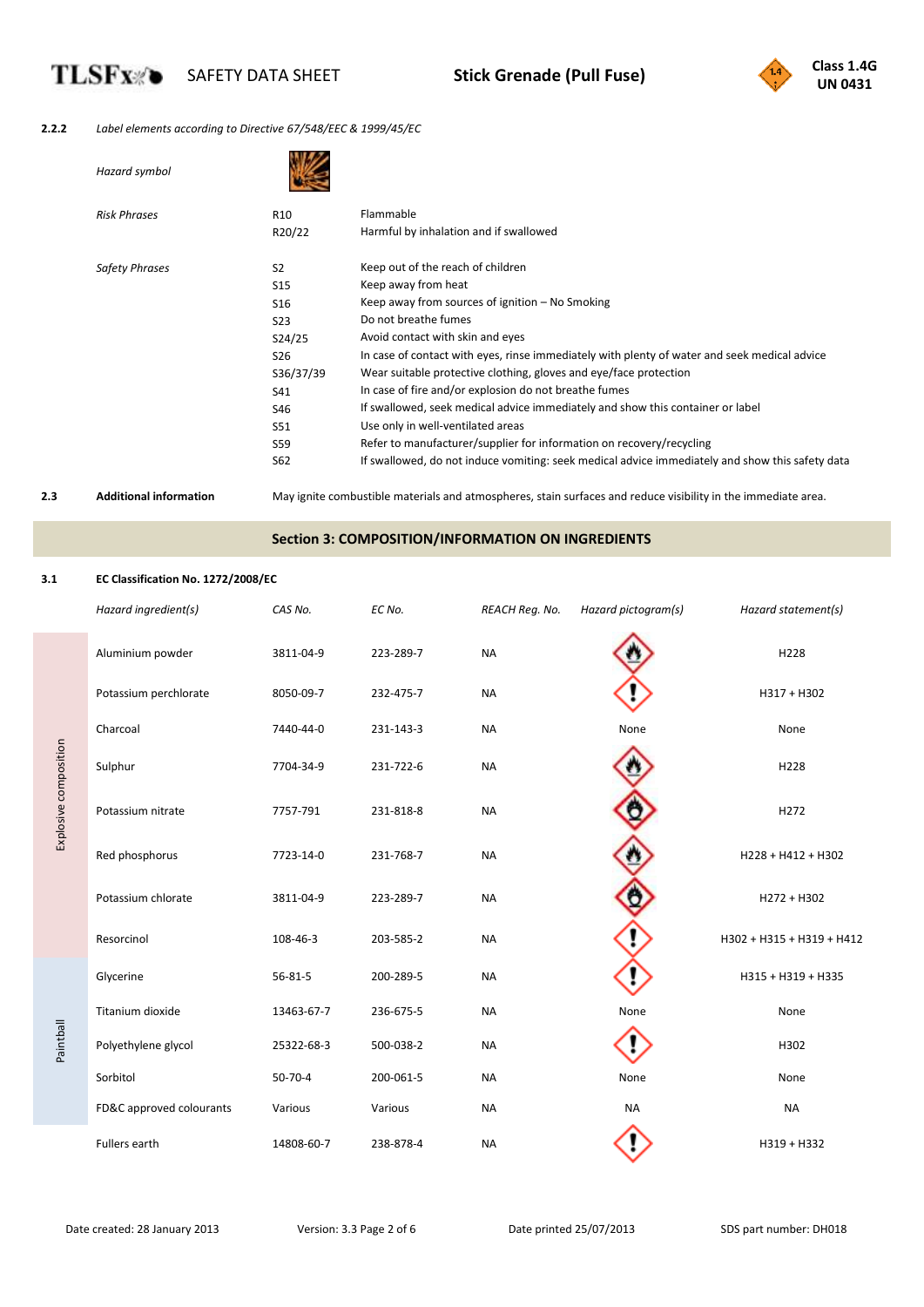**2.2.2** *Label elements according to Directive 67/548/EEC & 1999/45/EC*

*Hazard symbol*

| *Risk Phrases* | | |
|---|---|---|
| | R10 | Flammable |
| | R20/22 | Harmful by inhalation and if swallowed |

| *Safety Phrases* | | |
|---|---|---|
| | S2 | Keep out of the reach of children |
| | S15 | Keep away from heat |
| | S16 | Keep away from sources of ignition – No Smoking |
| | S23 | Do not breathe fumes |
| | S24/25 | Avoid contact with skin and eyes |
| | S26 | In case of contact with eyes, rinse immediately with plenty of water and seek medical advice |
| | S36/37/39 | Wear suitable protective clothing, gloves and eye/face protection |
| | S41 | In case of fire and/or explosion do not breathe fumes |
| | S46 | If swallowed, seek medical advice immediately and show this container or label |
| | S51 | Use only in well-ventilated areas |
| | S59 | Refer to manufacturer/supplier for information on recovery/recycling |
| | S62 | If swallowed, do not induce vomiting: seek medical advice immediately and show this safety data |

**2.3** **Additional information** — May ignite combustible materials and atmospheres, stain surfaces and reduce visibility in the immediate area.

## Section 3: COMPOSITION/INFORMATION ON INGREDIENTS

**3.1** **EC Classification No. 1272/2008/EC**

| | *Hazard ingredient(s)* | *CAS No.* | *EC No.* | *REACH Reg. No.* | *Hazard pictogram(s)* | *Hazard statement(s)* |
|---|---|---|---|---|---|---|
| Explosive composition | Aluminium powder | 3811-04-9 | 223-289-7 | NA | | H228 |
| Explosive composition | Potassium perchlorate | 8050-09-7 | 232-475-7 | NA | | H317 + H302 |
| Explosive composition | Charcoal | 7440-44-0 | 231-143-3 | NA | None | None |
| Explosive composition | Sulphur | 7704-34-9 | 231-722-6 | NA | | H228 |
| Explosive composition | Potassium nitrate | 7757-791 | 231-818-8 | NA | | H272 |
| Explosive composition | Red phosphorus | 7723-14-0 | 231-768-7 | NA | | H228 + H412 + H302 |
| Explosive composition | Potassium chlorate | 3811-04-9 | 223-289-7 | NA | | H272 + H302 |
| Explosive composition | Resorcinol | 108-46-3 | 203-585-2 | NA | | H302 + H315 + H319 + H412 |
| Paintball | Glycerine | 56-81-5 | 200-289-5 | NA | | H315 + H319 + H335 |
| Paintball | Titanium dioxide | 13463-67-7 | 236-675-5 | NA | None | None |
| Paintball | Polyethylene glycol | 25322-68-3 | 500-038-2 | NA | | H302 |
| Paintball | Sorbitol | 50-70-4 | 200-061-5 | NA | None | None |
| Paintball | FD&C approved colourants | Various | Various | NA | NA | NA |
| | Fullers earth | 14808-60-7 | 238-878-4 | NA | | H319 + H332 |

Date created: 28 January 2013 | Version: 3.3 | Date printed 25/07/2013 | SDS part number: DH018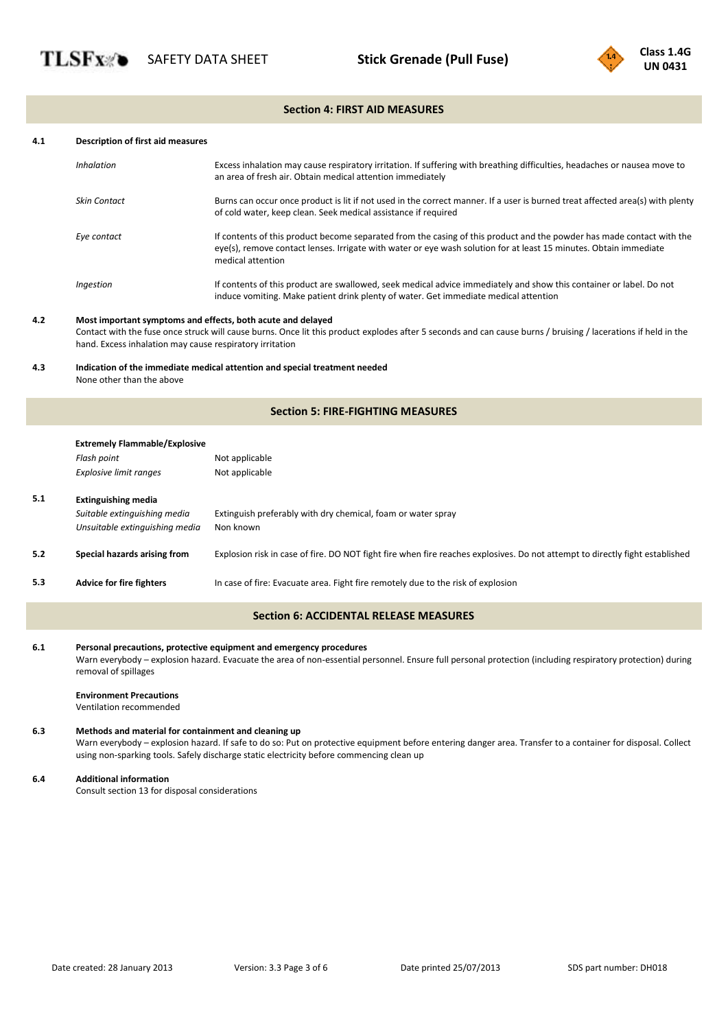## Section 4: FIRST AID MEASURES

**4.1 Description of first aid measures**

| | |
|---|---|
| *Inhalation* | Excess inhalation may cause respiratory irritation. If suffering with breathing difficulties, headaches or nausea move to an area of fresh air. Obtain medical attention immediately |
| *Skin Contact* | Burns can occur once product is lit if not used in the correct manner. If a user is burned treat affected area(s) with plenty of cold water, keep clean. Seek medical assistance if required |
| *Eye contact* | If contents of this product become separated from the casing of this product and the powder has made contact with the eye(s), remove contact lenses. Irrigate with water or eye wash solution for at least 15 minutes. Obtain immediate medical attention |
| *Ingestion* | If contents of this product are swallowed, seek medical advice immediately and show this container or label. Do not induce vomiting. Make patient drink plenty of water. Get immediate medical attention |

**4.2 Most important symptoms and effects, both acute and delayed**

Contact with the fuse once struck will cause burns. Once lit this product explodes after 5 seconds and can cause burns / bruising / lacerations if held in the hand. Excess inhalation may cause respiratory irritation

**4.3 Indication of the immediate medical attention and special treatment needed**

None other than the above

## Section 5: FIRE-FIGHTING MEASURES

**Extremely Flammable/Explosive**

| | |
|---|---|
| *Flash point* | Not applicable |
| *Explosive limit ranges* | Not applicable |

**5.1 Extinguishing media**

| | |
|---|---|
| *Suitable extinguishing media* | Extinguish preferably with dry chemical, foam or water spray |
| *Unsuitable extinguishing media* | Non known |

| | | |
|---|---|---|
| **5.2** | **Special hazards arising from** | Explosion risk in case of fire. DO NOT fight fire when fire reaches explosives. Do not attempt to directly fight established |
| **5.3** | **Advice for fire fighters** | In case of fire: Evacuate area. Fight fire remotely due to the risk of explosion |

## Section 6: ACCIDENTAL RELEASE MEASURES

**6.1 Personal precautions, protective equipment and emergency procedures**

Warn everybody – explosion hazard. Evacuate the area of non-essential personnel. Ensure full personal protection (including respiratory protection) during removal of spillages

**Environment Precautions**

Ventilation recommended

**6.3 Methods and material for containment and cleaning up**

Warn everybody – explosion hazard. If safe to do so: Put on protective equipment before entering danger area. Transfer to a container for disposal. Collect using non-sparking tools. Safely discharge static electricity before commencing clean up

**6.4 Additional information**

Consult section 13 for disposal considerations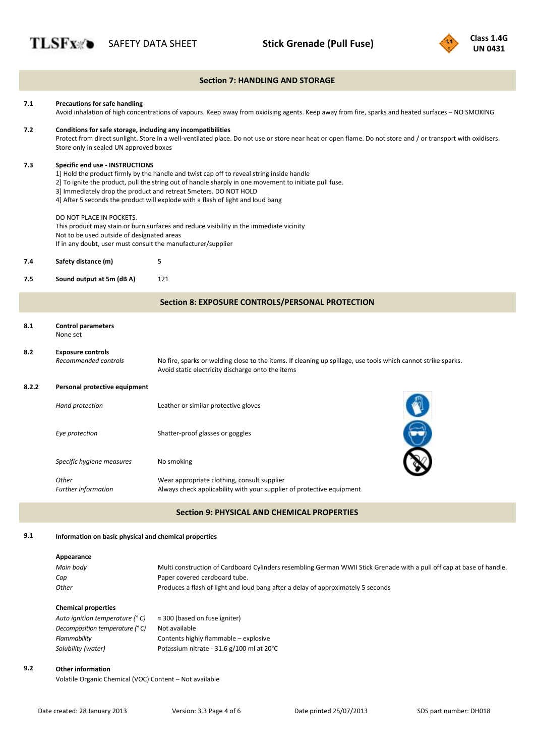## Section 7: HANDLING AND STORAGE

**7.1 Precautions for safe handling**

Avoid inhalation of high concentrations of vapours. Keep away from oxidising agents. Keep away from fire, sparks and heated surfaces – NO SMOKING

**7.2 Conditions for safe storage, including any incompatibilities**

Protect from direct sunlight. Store in a well-ventilated place. Do not use or store near heat or open flame. Do not store and / or transport with oxidisers. Store only in sealed UN approved boxes

**7.3 Specific end use - INSTRUCTIONS**

1] Hold the product firmly by the handle and twist cap off to reveal string inside handle
2] To ignite the product, pull the string out of handle sharply in one movement to initiate pull fuse.
3] Immediately drop the product and retreat 5meters. DO NOT HOLD
4] After 5 seconds the product will explode with a flash of light and loud bang

DO NOT PLACE IN POCKETS.
This product may stain or burn surfaces and reduce visibility in the immediate vicinity
Not to be used outside of designated areas
If in any doubt, user must consult the manufacturer/supplier

**7.4 Safety distance (m)** 5

**7.5 Sound output at 5m (dB A)** 121

## Section 8: EXPOSURE CONTROLS/PERSONAL PROTECTION

**8.1 Control parameters**

None set

**8.2 Exposure controls**

| | |
|---|---|
| *Recommended controls* | No fire, sparks or welding close to the items. If cleaning up spillage, use tools which cannot strike sparks. Avoid static electricity discharge onto the items |

**8.2.2 Personal protective equipment**

| | |
|---|---|
| *Hand protection* | Leather or similar protective gloves |
| *Eye protection* | Shatter-proof glasses or goggles |
| *Specific hygiene measures* | No smoking |
| *Other* | Wear appropriate clothing, consult supplier |
| *Further information* | Always check applicability with your supplier of protective equipment |

## Section 9: PHYSICAL AND CHEMICAL PROPERTIES

**9.1 Information on basic physical and chemical properties**

**Appearance**

| | |
|---|---|
| *Main body* | Multi construction of Cardboard Cylinders resembling German WWII Stick Grenade with a pull off cap at base of handle. |
| *Cap* | Paper covered cardboard tube. |
| *Other* | Produces a flash of light and loud bang after a delay of approximately 5 seconds |

**Chemical properties**

| | |
|---|---|
| *Auto ignition temperature (° C)* | ≈ 300 (based on fuse igniter) |
| *Decomposition temperature (° C)* | Not available |
| *Flammability* | Contents highly flammable – explosive |
| *Solubility (water)* | Potassium nitrate - 31.6 g/100 ml at 20°C |

**9.2 Other information**

Volatile Organic Chemical (VOC) Content – Not available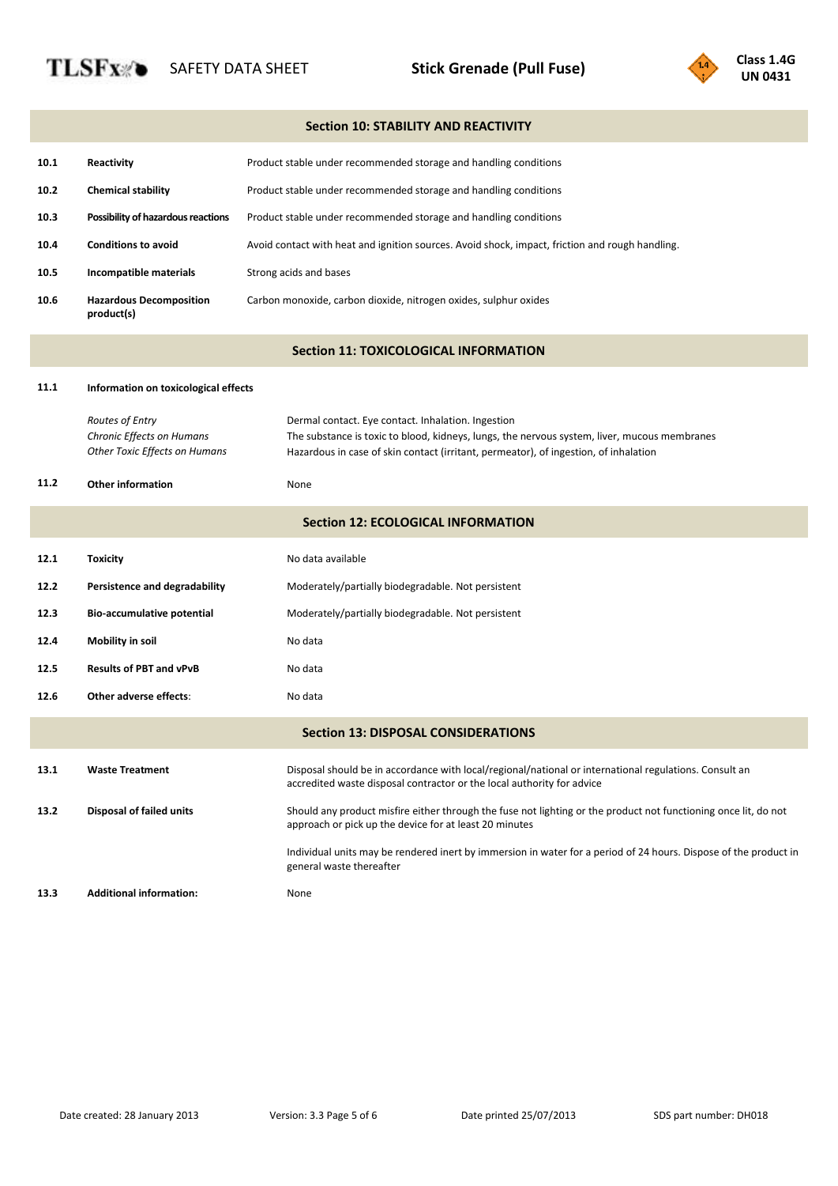## Section 10: STABILITY AND REACTIVITY

| | | |
|---|---|---|
| 10.1 | **Reactivity** | Product stable under recommended storage and handling conditions |
| 10.2 | **Chemical stability** | Product stable under recommended storage and handling conditions |
| 10.3 | **Possibility of hazardous reactions** | Product stable under recommended storage and handling conditions |
| 10.4 | **Conditions to avoid** | Avoid contact with heat and ignition sources. Avoid shock, impact, friction and rough handling. |
| 10.5 | **Incompatible materials** | Strong acids and bases |
| 10.6 | **Hazardous Decomposition product(s)** | Carbon monoxide, carbon dioxide, nitrogen oxides, sulphur oxides |

## Section 11: TOXICOLOGICAL INFORMATION

**11.1 Information on toxicological effects**

| | |
|---|---|
| *Routes of Entry* | Dermal contact. Eye contact. Inhalation. Ingestion |
| *Chronic Effects on Humans* | The substance is toxic to blood, kidneys, lungs, the nervous system, liver, mucous membranes |
| *Other Toxic Effects on Humans* | Hazardous in case of skin contact (irritant, permeator), of ingestion, of inhalation |

**11.2 Other information** None

## Section 12: ECOLOGICAL INFORMATION

| | | |
|---|---|---|
| 12.1 | **Toxicity** | No data available |
| 12.2 | **Persistence and degradability** | Moderately/partially biodegradable. Not persistent |
| 12.3 | **Bio-accumulative potential** | Moderately/partially biodegradable. Not persistent |
| 12.4 | **Mobility in soil** | No data |
| 12.5 | **Results of PBT and vPvB** | No data |
| 12.6 | **Other adverse effects**: | No data |

## Section 13: DISPOSAL CONSIDERATIONS

| | | |
|---|---|---|
| 13.1 | **Waste Treatment** | Disposal should be in accordance with local/regional/national or international regulations. Consult an accredited waste disposal contractor or the local authority for advice |
| 13.2 | **Disposal of failed units** | Should any product misfire either through the fuse not lighting or the product not functioning once lit, do not approach or pick up the device for at least 20 minutes<br><br>Individual units may be rendered inert by immersion in water for a period of 24 hours. Dispose of the product in general waste thereafter |
| 13.3 | **Additional information:** | None |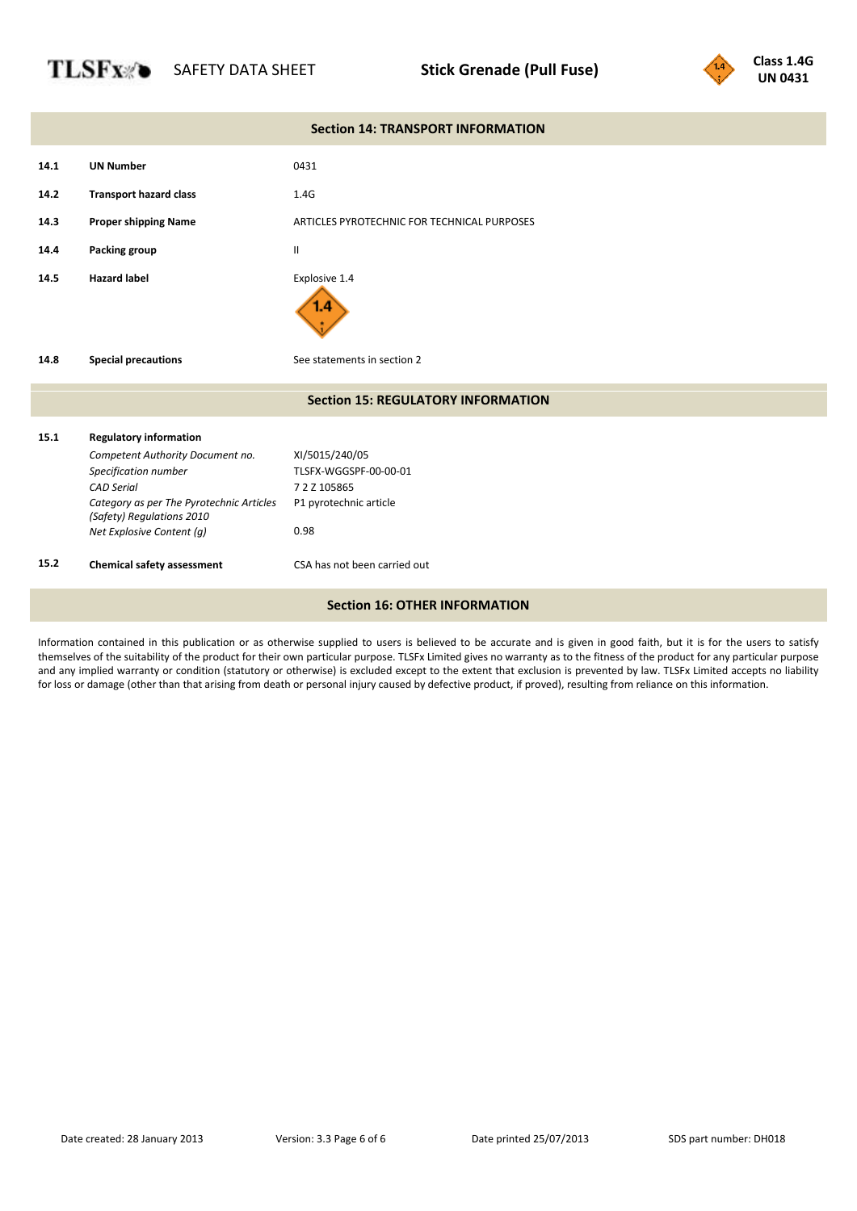## Section 14: TRANSPORT INFORMATION

| | | |
|---|---|---|
| **14.1** | **UN Number** | 0431 |
| **14.2** | **Transport hazard class** | 1.4G |
| **14.3** | **Proper shipping Name** | ARTICLES PYROTECHNIC FOR TECHNICAL PURPOSES |
| **14.4** | **Packing group** | II |
| **14.5** | **Hazard label** | Explosive 1.4 |
| **14.8** | **Special precautions** | See statements in section 2 |

## Section 15: REGULATORY INFORMATION

| | | |
|---|---|---|
| **15.1** | **Regulatory information** | |
| | *Competent Authority Document no.* | XI/5015/240/05 |
| | *Specification number* | TLSFX-WGGSPF-00-00-01 |
| | *CAD Serial* | 7 2 Z 105865 |
| | *Category as per The Pyrotechnic Articles (Safety) Regulations 2010* | P1 pyrotechnic article |
| | *Net Explosive Content (g)* | 0.98 |
| **15.2** | **Chemical safety assessment** | CSA has not been carried out |

## Section 16: OTHER INFORMATION

Information contained in this publication or as otherwise supplied to users is believed to be accurate and is given in good faith, but it is for the users to satisfy themselves of the suitability of the product for their own particular purpose. TLSFx Limited gives no warranty as to the fitness of the product for any particular purpose and any implied warranty or condition (statutory or otherwise) is excluded except to the extent that exclusion is prevented by law. TLSFx Limited accepts no liability for loss or damage (other than that arising from death or personal injury caused by defective product, if proved), resulting from reliance on this information.